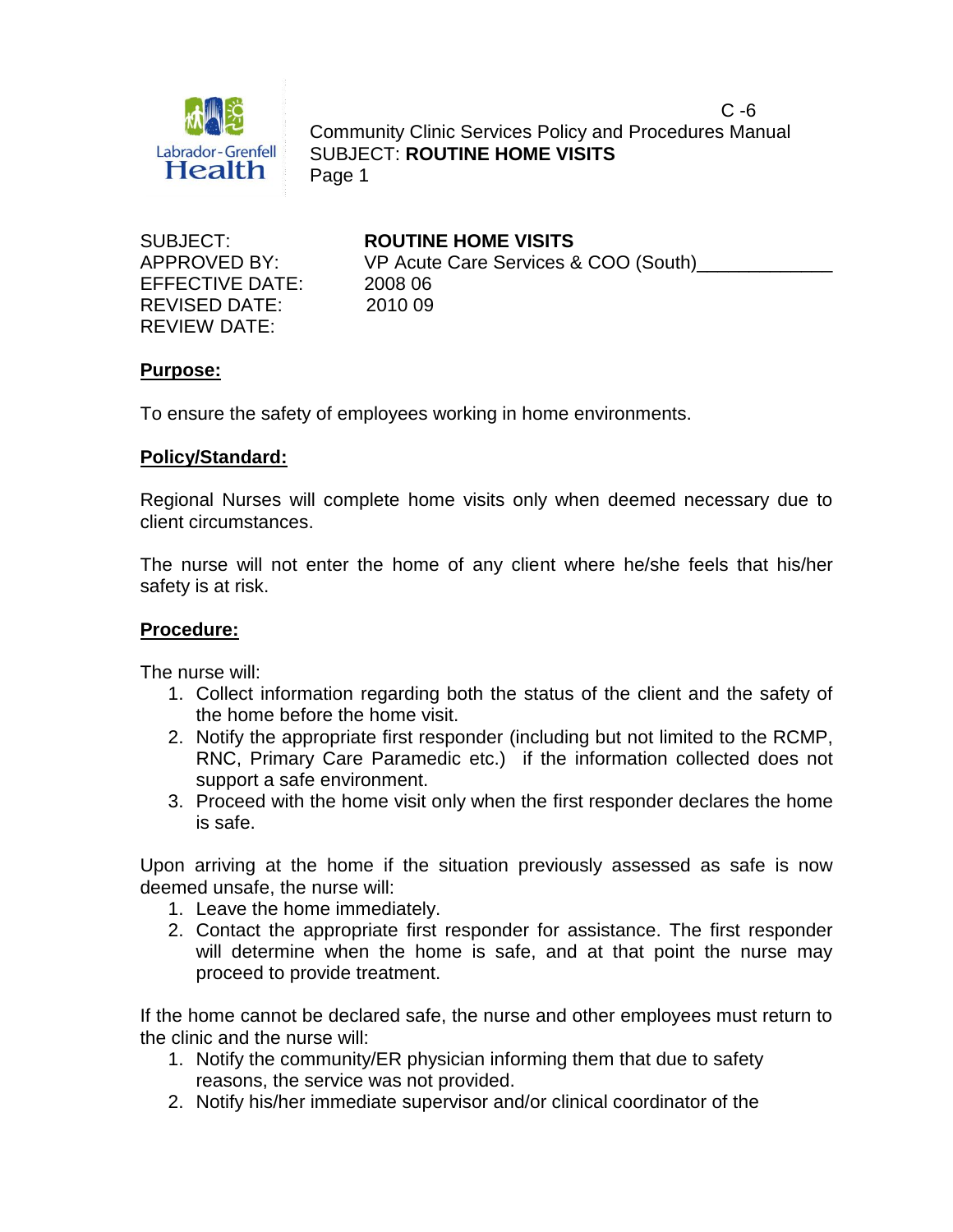SUBJECT: **ROUTINE HOME VISITS**
APPROVED BY: VP Acute Care Services & COO (South)_____________
EFFECTIVE DATE: 2008 06
REVISED DATE: 2010 09
REVIEW DATE:

## Purpose:

To ensure the safety of employees working in home environments.

## Policy/Standard:

Regional Nurses will complete home visits only when deemed necessary due to client circumstances.

The nurse will not enter the home of any client where he/she feels that his/her safety is at risk.

## Procedure:

The nurse will:

1. Collect information regarding both the status of the client and the safety of the home before the home visit.
2. Notify the appropriate first responder (including but not limited to the RCMP, RNC, Primary Care Paramedic etc.) if the information collected does not support a safe environment.
3. Proceed with the home visit only when the first responder declares the home is safe.

Upon arriving at the home if the situation previously assessed as safe is now deemed unsafe, the nurse will:

1. Leave the home immediately.
2. Contact the appropriate first responder for assistance. The first responder will determine when the home is safe, and at that point the nurse may proceed to provide treatment.

If the home cannot be declared safe, the nurse and other employees must return to the clinic and the nurse will:

1. Notify the community/ER physician informing them that due to safety reasons, the service was not provided.
2. Notify his/her immediate supervisor and/or clinical coordinator of the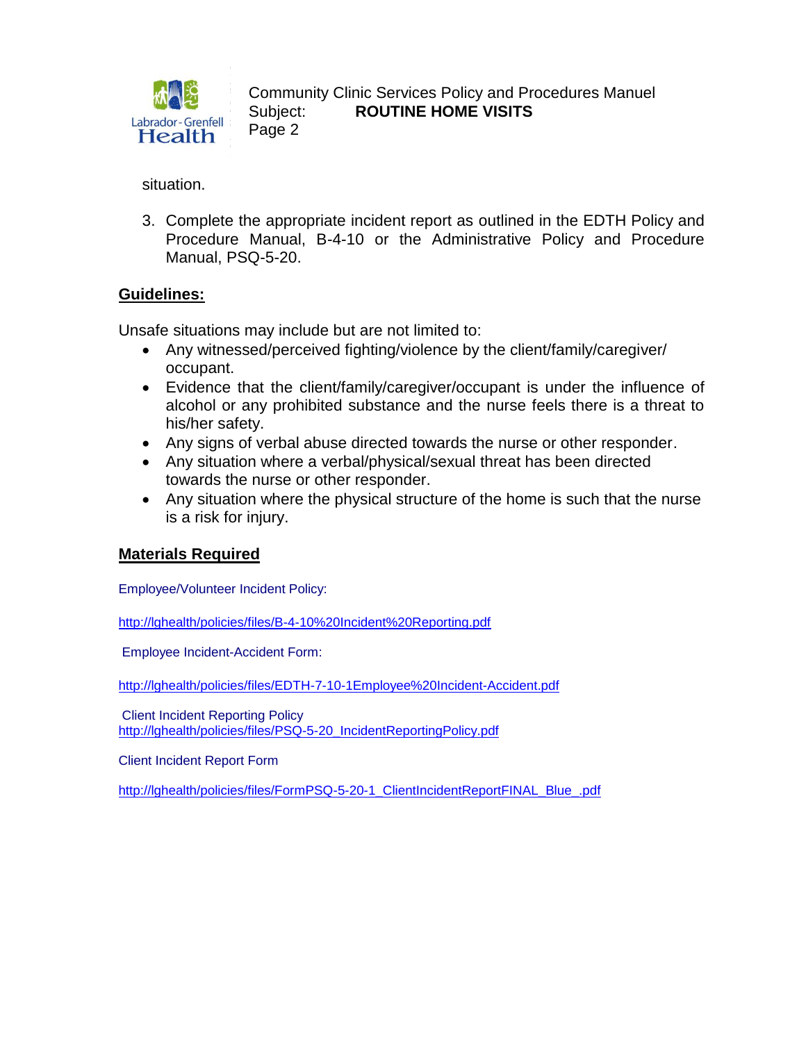situation.

3. Complete the appropriate incident report as outlined in the EDTH Policy and Procedure Manual, B-4-10 or the Administrative Policy and Procedure Manual, PSQ-5-20.

## Guidelines:

Unsafe situations may include but are not limited to:

- Any witnessed/perceived fighting/violence by the client/family/caregiver/ occupant.
- Evidence that the client/family/caregiver/occupant is under the influence of alcohol or any prohibited substance and the nurse feels there is a threat to his/her safety.
- Any signs of verbal abuse directed towards the nurse or other responder.
- Any situation where a verbal/physical/sexual threat has been directed towards the nurse or other responder.
- Any situation where the physical structure of the home is such that the nurse is a risk for injury.

## Materials Required

Employee/Volunteer Incident Policy:

http://lghealth/policies/files/B-4-10%20Incident%20Reporting.pdf

Employee Incident-Accident Form:

http://lghealth/policies/files/EDTH-7-10-1Employee%20Incident-Accident.pdf

Client Incident Reporting Policy
http://lghealth/policies/files/PSQ-5-20_IncidentReportingPolicy.pdf

Client Incident Report Form

http://lghealth/policies/files/FormPSQ-5-20-1_ClientIncidentReportFINAL_Blue_.pdf